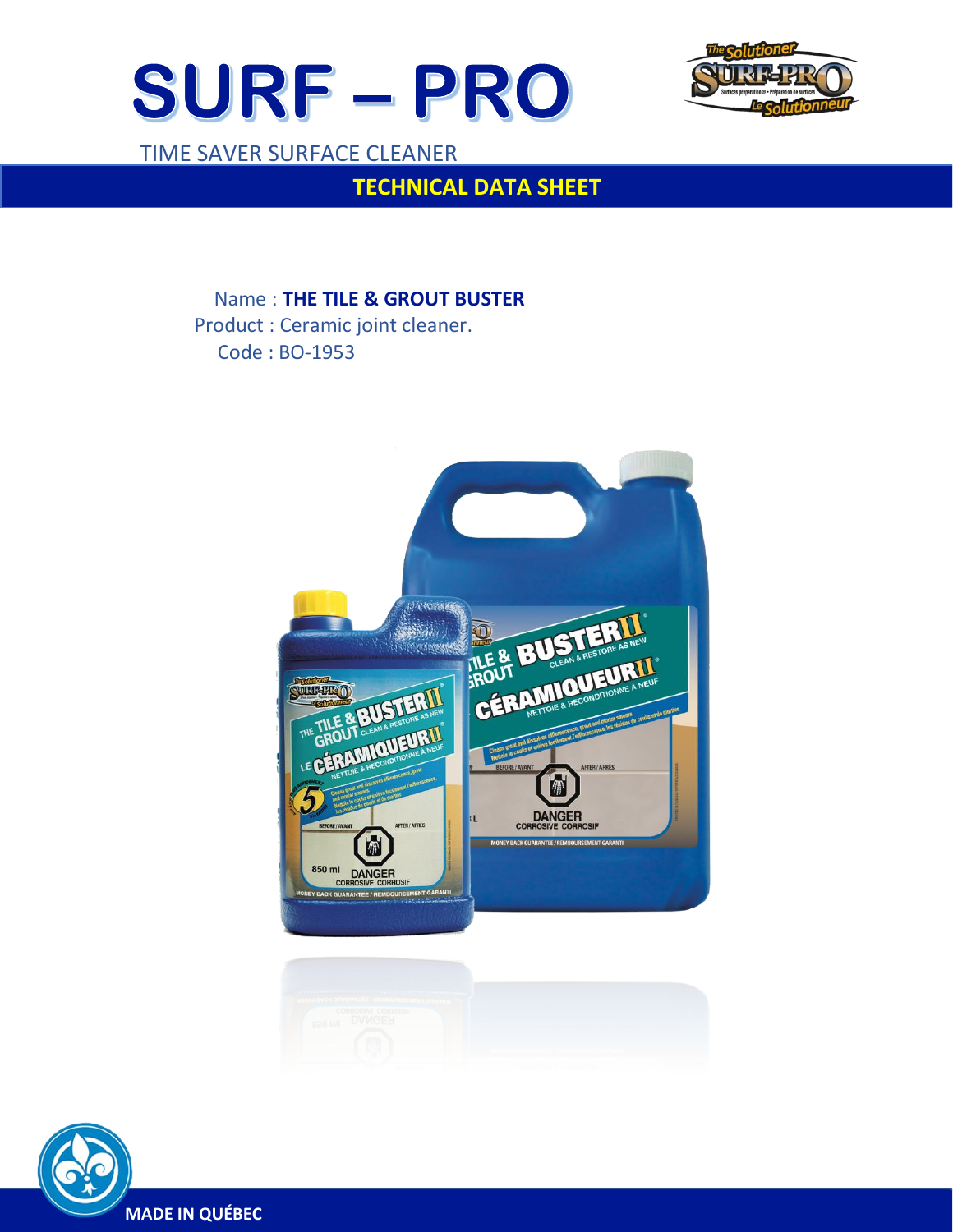# SURF – PRO

TIME SAVER SURFACE CLEANER

## TECHNICAL DATA SHEET

Name : **THE TILE & GROUT BUSTER**

Product : Ceramic joint cleaner.

Code : BO-1953

**MADE IN QUÉBEC**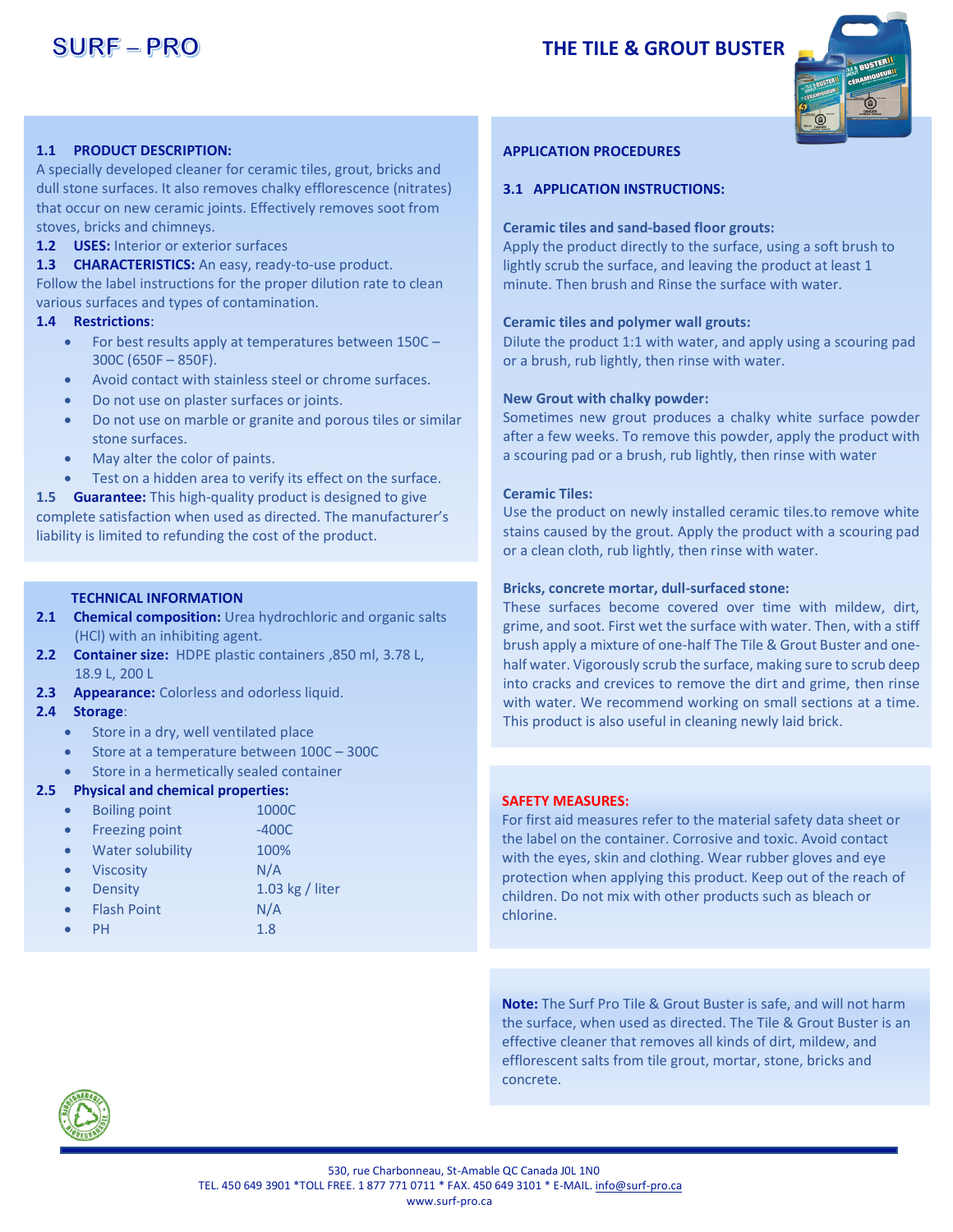SURF – PRO

# THE TILE & GROUT BUSTER

**1.1 PRODUCT DESCRIPTION:**
A specially developed cleaner for ceramic tiles, grout, bricks and dull stone surfaces. It also removes chalky efflorescence (nitrates) that occur on new ceramic joints. Effectively removes soot from stoves, bricks and chimneys.

**1.2 USES:** Interior or exterior surfaces

**1.3 CHARACTERISTICS:** An easy, ready-to-use product. Follow the label instructions for the proper dilution rate to clean various surfaces and types of contamination.

**1.4 Restrictions**:

- For best results apply at temperatures between 150C – 300C (650F – 850F).
- Avoid contact with stainless steel or chrome surfaces.
- Do not use on plaster surfaces or joints.
- Do not use on marble or granite and porous tiles or similar stone surfaces.
- May alter the color of paints.
- Test on a hidden area to verify its effect on the surface.

**1.5 Guarantee:** This high-quality product is designed to give complete satisfaction when used as directed. The manufacturer's liability is limited to refunding the cost of the product.

**TECHNICAL INFORMATION**

**2.1 Chemical composition:** Urea hydrochloric and organic salts (HCl) with an inhibiting agent.

**2.2 Container size:** HDPE plastic containers ,850 ml, 3.78 L, 18.9 L, 200 L

**2.3 Appearance:** Colorless and odorless liquid.

**2.4 Storage**:

- Store in a dry, well ventilated place
- Store at a temperature between 100C – 300C
- Store in a hermetically sealed container

**2.5 Physical and chemical properties:**

- Boiling point 1000C
- Freezing point -400C
- Water solubility 100%
- Viscosity N/A
- Density 1.03 kg / liter
- Flash Point N/A
- PH 1.8

**APPLICATION PROCEDURES**

**3.1 APPLICATION INSTRUCTIONS:**

**Ceramic tiles and sand-based floor grouts:**
Apply the product directly to the surface, using a soft brush to lightly scrub the surface, and leaving the product at least 1 minute. Then brush and Rinse the surface with water.

**Ceramic tiles and polymer wall grouts:**
Dilute the product 1:1 with water, and apply using a scouring pad or a brush, rub lightly, then rinse with water.

**New Grout with chalky powder:**
Sometimes new grout produces a chalky white surface powder after a few weeks. To remove this powder, apply the product with a scouring pad or a brush, rub lightly, then rinse with water

**Ceramic Tiles:**
Use the product on newly installed ceramic tiles.to remove white stains caused by the grout. Apply the product with a scouring pad or a clean cloth, rub lightly, then rinse with water.

**Bricks, concrete mortar, dull-surfaced stone:**
These surfaces become covered over time with mildew, dirt, grime, and soot. First wet the surface with water. Then, with a stiff brush apply a mixture of one-half The Tile & Grout Buster and one-half water. Vigorously scrub the surface, making sure to scrub deep into cracks and crevices to remove the dirt and grime, then rinse with water. We recommend working on small sections at a time. This product is also useful in cleaning newly laid brick.

**SAFETY MEASURES:**
For first aid measures refer to the material safety data sheet or the label on the container. Corrosive and toxic. Avoid contact with the eyes, skin and clothing. Wear rubber gloves and eye protection when applying this product. Keep out of the reach of children. Do not mix with other products such as bleach or chlorine.

**Note:** The Surf Pro Tile & Grout Buster is safe, and will not harm the surface, when used as directed. The Tile & Grout Buster is an effective cleaner that removes all kinds of dirt, mildew, and efflorescent salts from tile grout, mortar, stone, bricks and concrete.

530, rue Charbonneau, St-Amable QC Canada J0L 1N0
TEL. 450 649 3901 *TOLL FREE. 1 877 771 0711 * FAX. 450 649 3101 * E-MAIL. info@surf-pro.ca
www.surf-pro.ca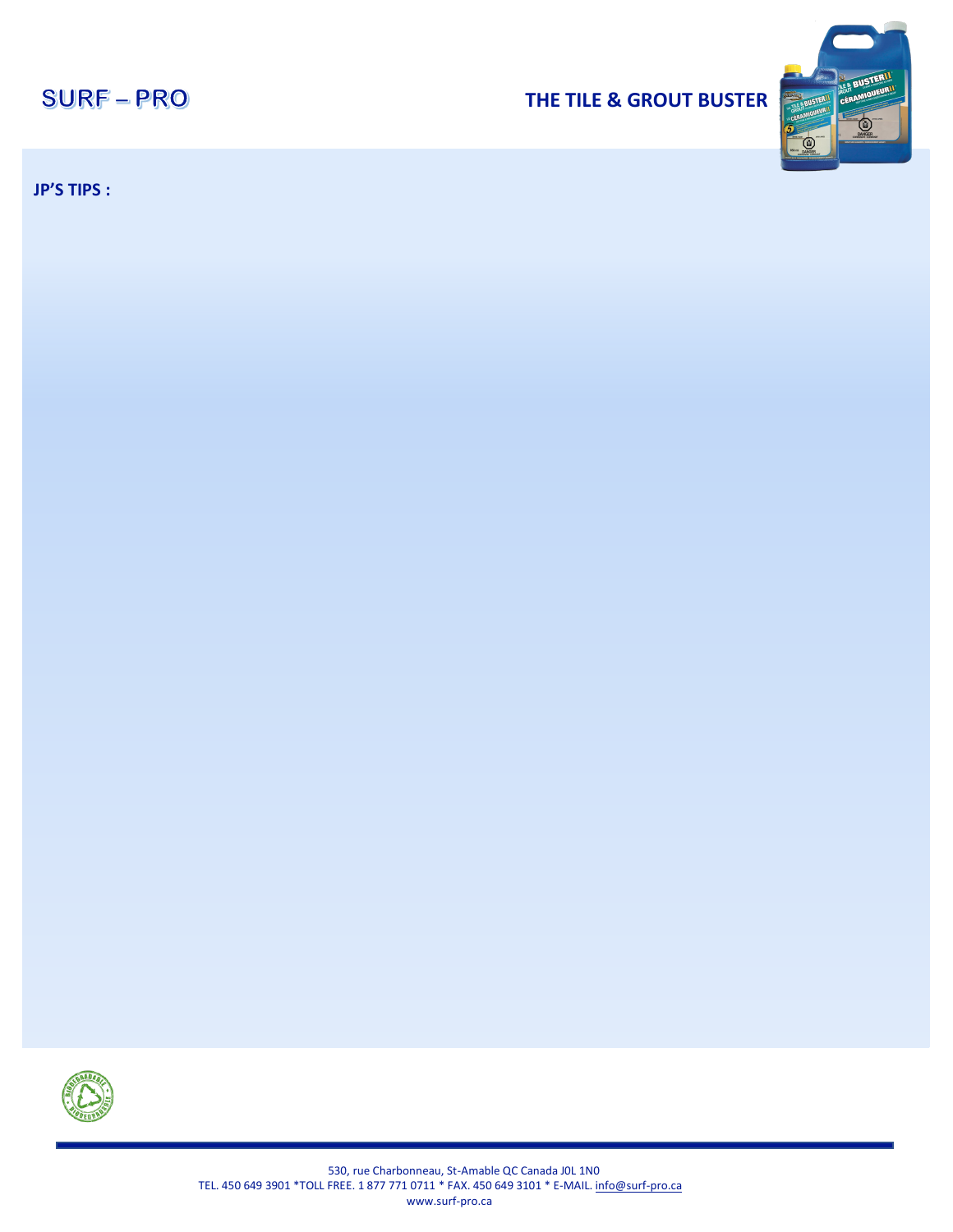SURF – PRO

THE TILE & GROUT BUSTER

**JP'S TIPS :**

530, rue Charbonneau, St-Amable QC Canada J0L 1N0
TEL. 450 649 3901 *TOLL FREE. 1 877 771 0711 * FAX. 450 649 3101 * E-MAIL. info@surf-pro.ca
www.surf-pro.ca